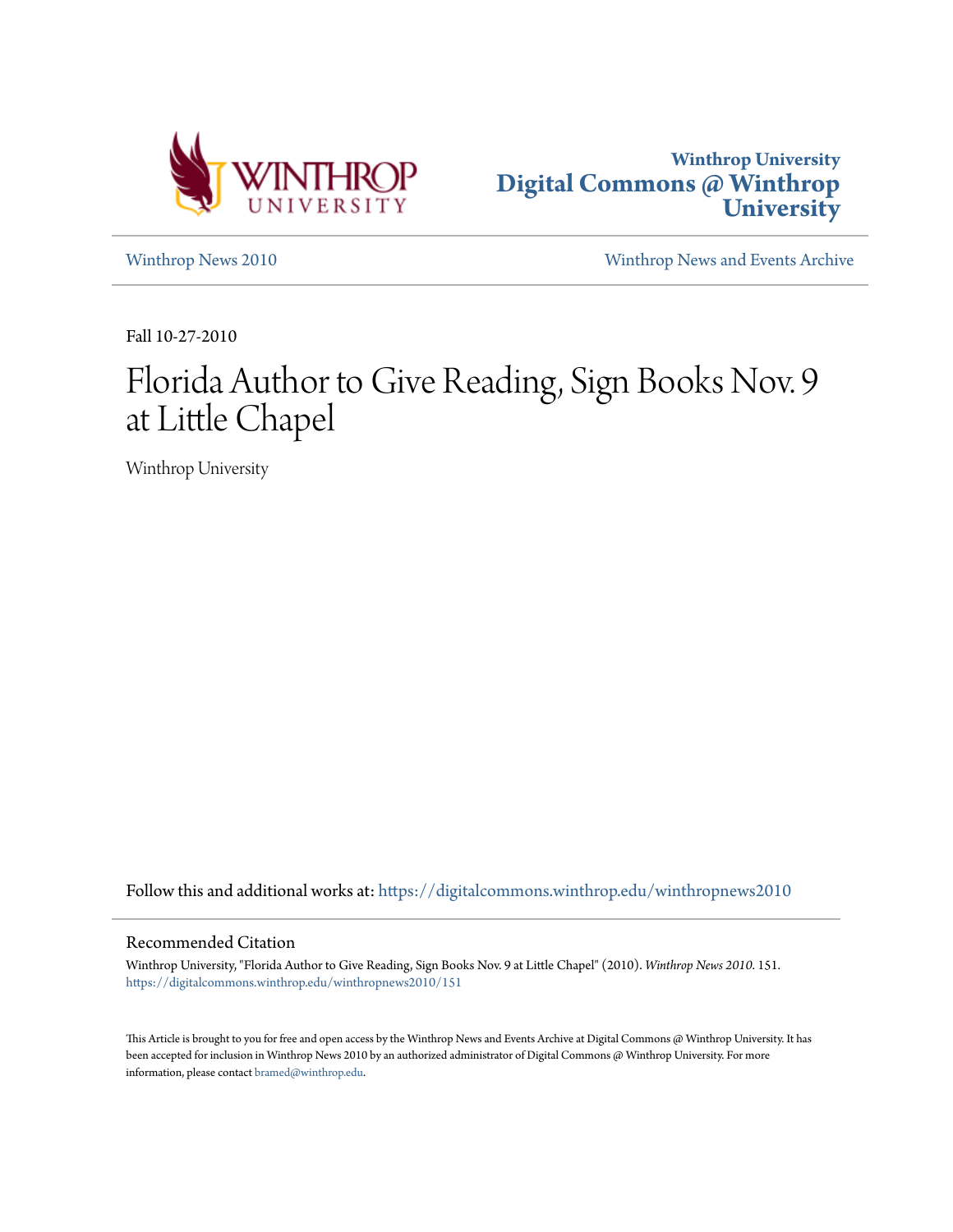Winthrop University

# Digital Commons @ Winthrop University

Winthrop News 2010

Winthrop News and Events Archive

Fall 10-27-2010

# Florida Author to Give Reading, Sign Books Nov. 9 at Little Chapel

Winthrop University

Follow this and additional works at: https://digitalcommons.winthrop.edu/winthropnews2010

## Recommended Citation

Winthrop University, "Florida Author to Give Reading, Sign Books Nov. 9 at Little Chapel" (2010). *Winthrop News 2010*. 151.
https://digitalcommons.winthrop.edu/winthropnews2010/151

This Article is brought to you for free and open access by the Winthrop News and Events Archive at Digital Commons @ Winthrop University. It has been accepted for inclusion in Winthrop News 2010 by an authorized administrator of Digital Commons @ Winthrop University. For more information, please contact bramed@winthrop.edu.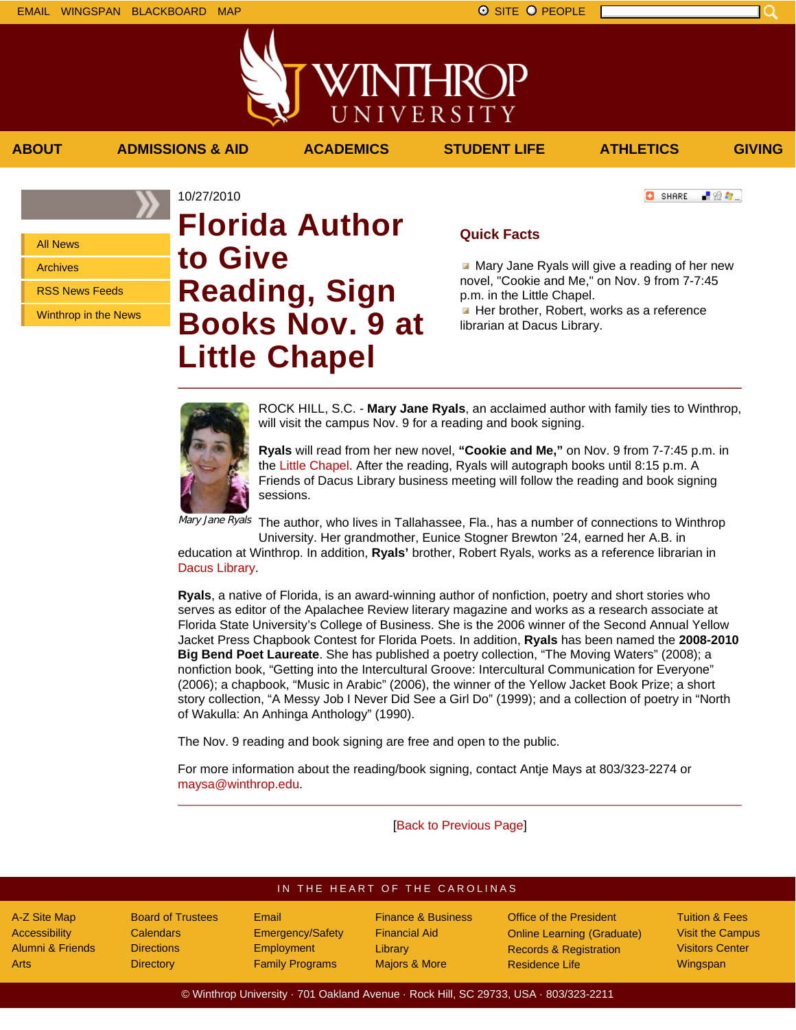EMAIL WINGSPAN BLACKBOARD MAP

SITE PEOPLE

WINTHROP UNIVERSITY

ABOUT | ADMISSIONS & AID | ACADEMICS | STUDENT LIFE | ATHLETICS | GIVING

- All News
- Archives
- RSS News Feeds
- Winthrop in the News

10/27/2010

# Florida Author to Give Reading, Sign Books Nov. 9 at Little Chapel

SHARE

## Quick Facts

- Mary Jane Ryals will give a reading of her new novel, "Cookie and Me," on Nov. 9 from 7-7:45 p.m. in the Little Chapel.
- Her brother, Robert, works as a reference librarian at Dacus Library.

---

ROCK HILL, S.C. - **Mary Jane Ryals**, an acclaimed author with family ties to Winthrop, will visit the campus Nov. 9 for a reading and book signing.

*Mary Jane Ryals*

**Ryals** will read from her new novel, **"Cookie and Me,"** on Nov. 9 from 7-7:45 p.m. in the Little Chapel. After the reading, Ryals will autograph books until 8:15 p.m. A Friends of Dacus Library business meeting will follow the reading and book signing sessions.

The author, who lives in Tallahassee, Fla., has a number of connections to Winthrop University. Her grandmother, Eunice Stogner Brewton '24, earned her A.B. in education at Winthrop. In addition, **Ryals'** brother, Robert Ryals, works as a reference librarian in Dacus Library.

**Ryals**, a native of Florida, is an award-winning author of nonfiction, poetry and short stories who serves as editor of the Apalachee Review literary magazine and works as a research associate at Florida State University's College of Business. She is the 2006 winner of the Second Annual Yellow Jacket Press Chapbook Contest for Florida Poets. In addition, **Ryals** has been named the **2008-2010 Big Bend Poet Laureate**. She has published a poetry collection, "The Moving Waters" (2008); a nonfiction book, "Getting into the Intercultural Groove: Intercultural Communication for Everyone" (2006); a chapbook, "Music in Arabic" (2006), the winner of the Yellow Jacket Book Prize; a short story collection, "A Messy Job I Never Did See a Girl Do" (1999); and a collection of poetry in "North of Wakulla: An Anhinga Anthology" (1990).

The Nov. 9 reading and book signing are free and open to the public.

For more information about the reading/book signing, contact Antje Mays at 803/323-2274 or maysa@winthrop.edu.

---

[Back to Previous Page]

IN THE HEART OF THE CAROLINAS

A-Z Site Map
Accessibility
Alumni & Friends
Arts
Board of Trustees
Calendars
Directions
Directory
Email
Emergency/Safety
Employment
Family Programs
Finance & Business
Financial Aid
Library
Majors & More
Office of the President
Online Learning (Graduate)
Records & Registration
Residence Life
Tuition & Fees
Visit the Campus
Visitors Center
Wingspan

© Winthrop University · 701 Oakland Avenue · Rock Hill, SC 29733, USA · 803/323-2211